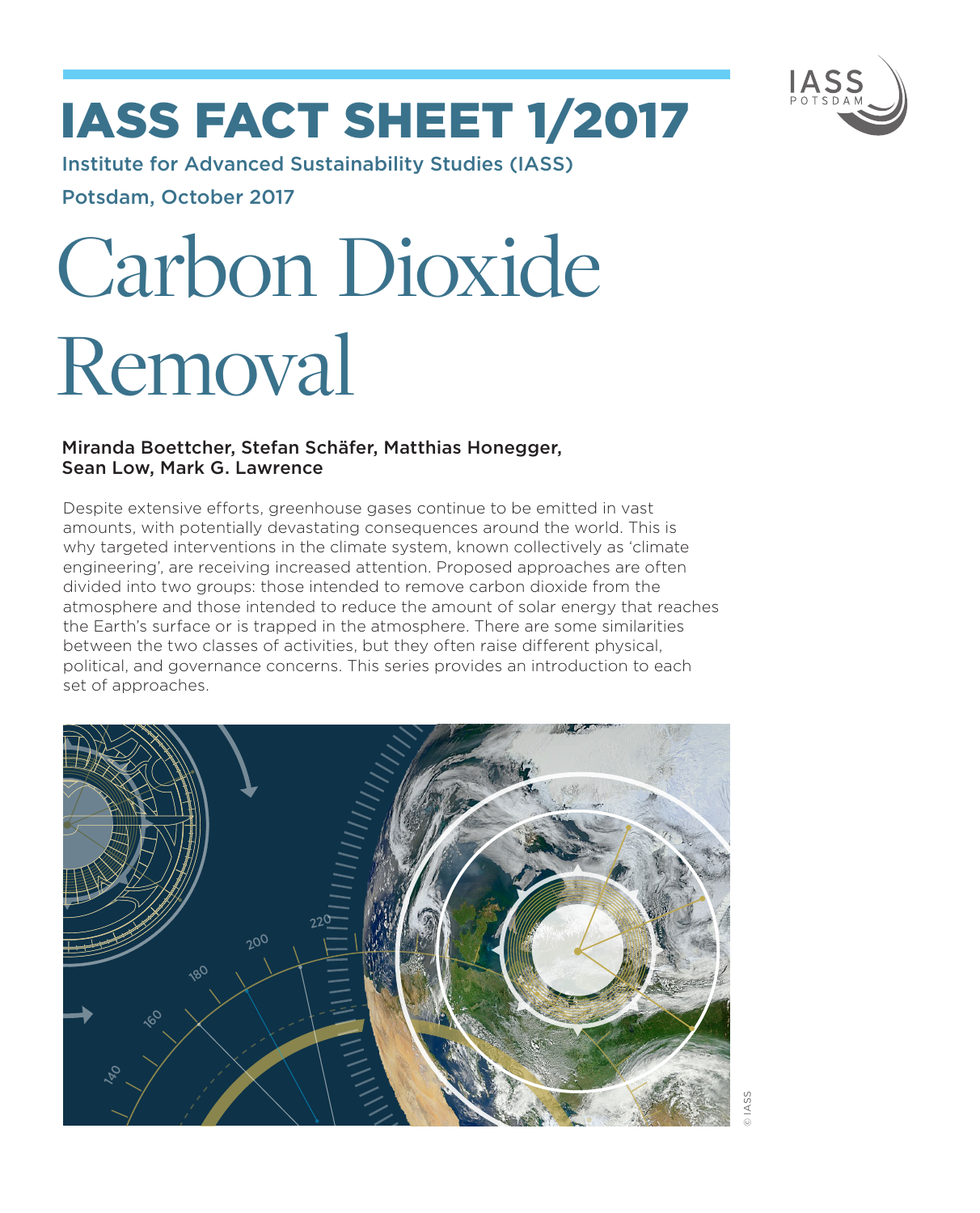# IASS FACT SHEET 1/2017

Institute for Advanced Sustainability Studies (IASS)

Potsdam, October 2017

# Carbon Dioxide Removal

**Miranda Boettcher, Stefan Schäfer, Matthias Honegger, Sean Low, Mark G. Lawrence**

Despite extensive efforts, greenhouse gases continue to be emitted in vast amounts, with potentially devastating consequences around the world. This is why targeted interventions in the climate system, known collectively as 'climate engineering', are receiving increased attention. Proposed approaches are often divided into two groups: those intended to remove carbon dioxide from the atmosphere and those intended to reduce the amount of solar energy that reaches the Earth's surface or is trapped in the atmosphere. There are some similarities between the two classes of activities, but they often raise different physical, political, and governance concerns. This series provides an introduction to each set of approaches.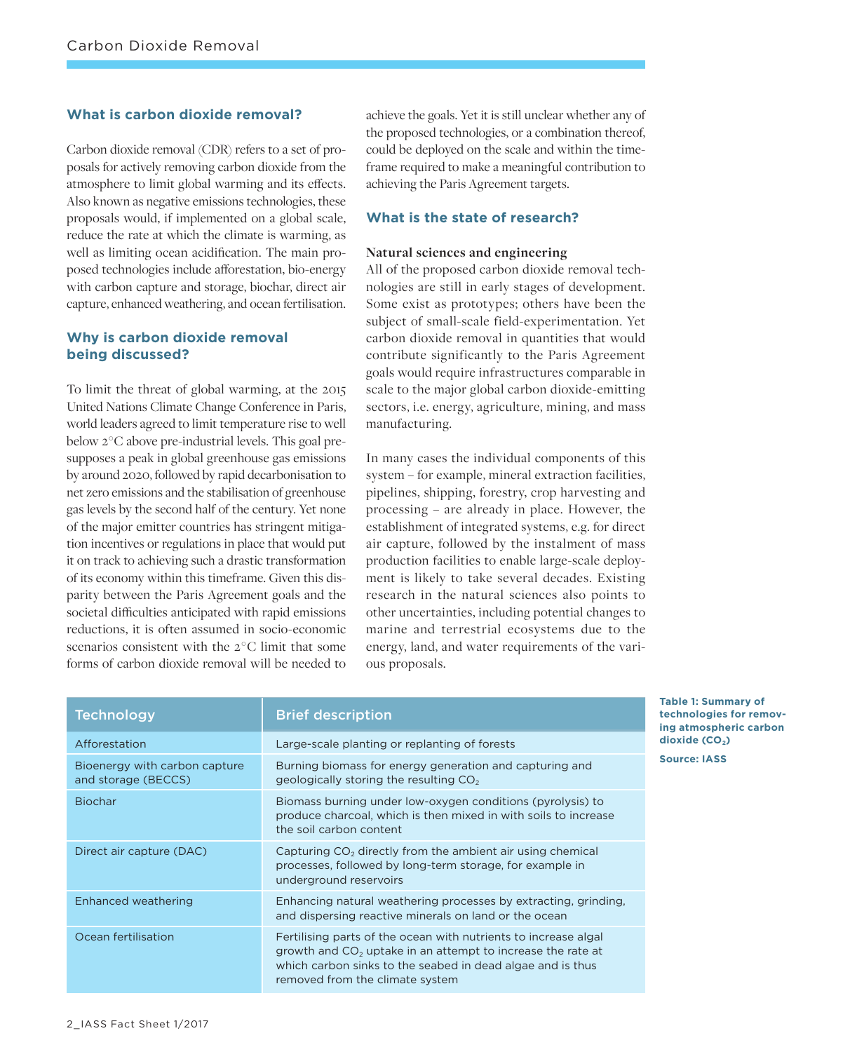## What is carbon dioxide removal?

Carbon dioxide removal (CDR) refers to a set of proposals for actively removing carbon dioxide from the atmosphere to limit global warming and its effects. Also known as negative emissions technologies, these proposals would, if implemented on a global scale, reduce the rate at which the climate is warming, as well as limiting ocean acidification. The main proposed technologies include afforestation, bio-energy with carbon capture and storage, biochar, direct air capture, enhanced weathering, and ocean fertilisation.

## Why is carbon dioxide removal being discussed?

To limit the threat of global warming, at the 2015 United Nations Climate Change Conference in Paris, world leaders agreed to limit temperature rise to well below 2°C above pre-industrial levels. This goal presupposes a peak in global greenhouse gas emissions by around 2020, followed by rapid decarbonisation to net zero emissions and the stabilisation of greenhouse gas levels by the second half of the century. Yet none of the major emitter countries has stringent mitigation incentives or regulations in place that would put it on track to achieving such a drastic transformation of its economy within this timeframe. Given this disparity between the Paris Agreement goals and the societal difficulties anticipated with rapid emissions reductions, it is often assumed in socio-economic scenarios consistent with the 2°C limit that some forms of carbon dioxide removal will be needed to achieve the goals. Yet it is still unclear whether any of the proposed technologies, or a combination thereof, could be deployed on the scale and within the timeframe required to make a meaningful contribution to achieving the Paris Agreement targets.

## What is the state of research?

### Natural sciences and engineering

All of the proposed carbon dioxide removal technologies are still in early stages of development. Some exist as prototypes; others have been the subject of small-scale field-experimentation. Yet carbon dioxide removal in quantities that would contribute significantly to the Paris Agreement goals would require infrastructures comparable in scale to the major global carbon dioxide-emitting sectors, i.e. energy, agriculture, mining, and mass manufacturing.

In many cases the individual components of this system – for example, mineral extraction facilities, pipelines, shipping, forestry, crop harvesting and processing – are already in place. However, the establishment of integrated systems, e.g. for direct air capture, followed by the instalment of mass production facilities to enable large-scale deployment is likely to take several decades. Existing research in the natural sciences also points to other uncertainties, including potential changes to marine and terrestrial ecosystems due to the energy, land, and water requirements of the various proposals.

| Technology | Brief description |
| --- | --- |
| Afforestation | Large-scale planting or replanting of forests |
| Bioenergy with carbon capture and storage (BECCS) | Burning biomass for energy generation and capturing and geologically storing the resulting $CO_2$ |
| Biochar | Biomass burning under low-oxygen conditions (pyrolysis) to produce charcoal, which is then mixed in with soils to increase the soil carbon content |
| Direct air capture (DAC) | Capturing $CO_2$ directly from the ambient air using chemical processes, followed by long-term storage, for example in underground reservoirs |
| Enhanced weathering | Enhancing natural weathering processes by extracting, grinding, and dispersing reactive minerals on land or the ocean |
| Ocean fertilisation | Fertilising parts of the ocean with nutrients to increase algal growth and $CO_2$ uptake in an attempt to increase the rate at which carbon sinks to the seabed in dead algae and is thus removed from the climate system |

**Table 1: Summary of technologies for removing atmospheric carbon dioxide ($CO_2$)**

**Source: IASS**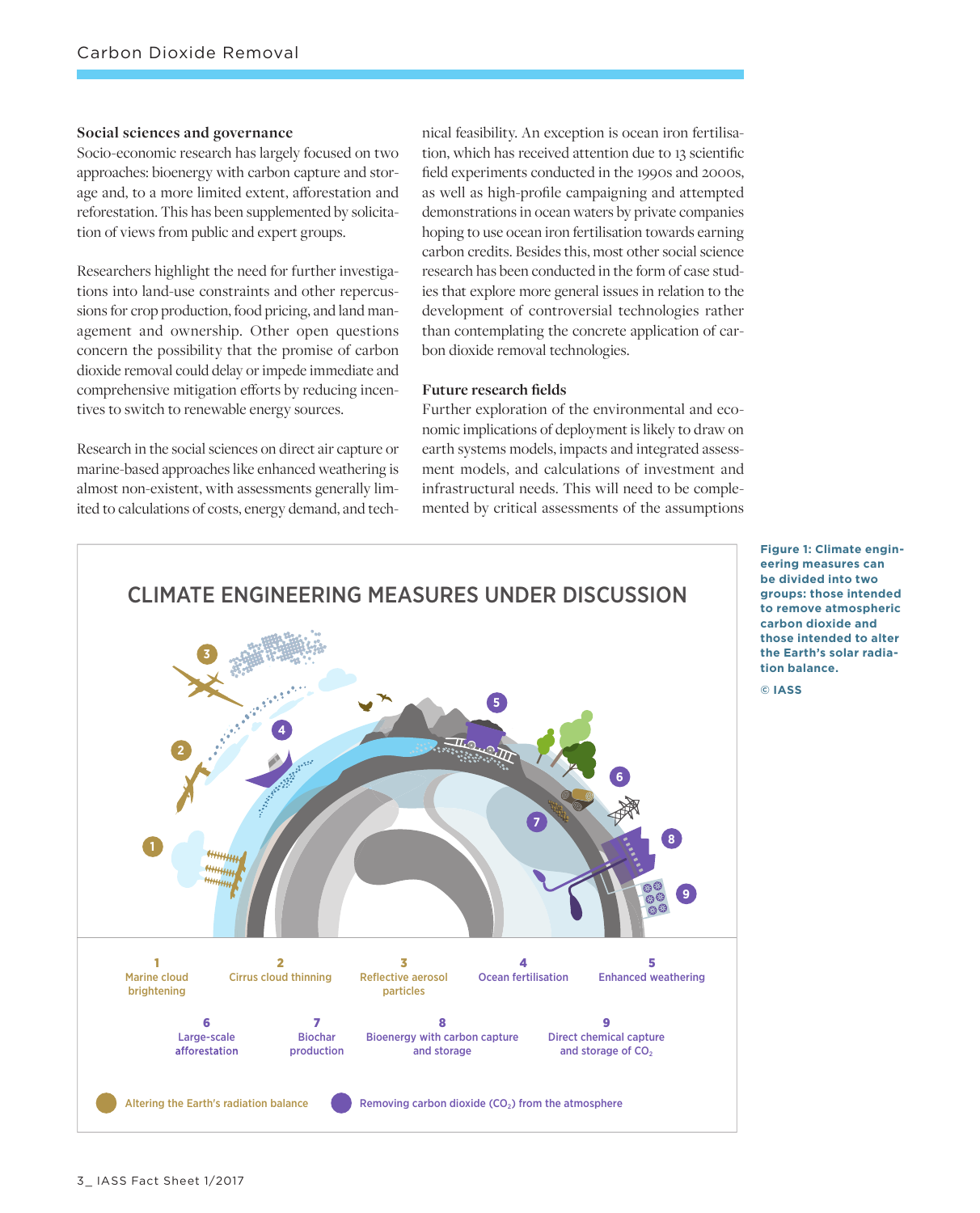### Social sciences and governance

Socio-economic research has largely focused on two approaches: bioenergy with carbon capture and storage and, to a more limited extent, afforestation and reforestation. This has been supplemented by solicitation of views from public and expert groups.

Researchers highlight the need for further investigations into land-use constraints and other repercussions for crop production, food pricing, and land management and ownership. Other open questions concern the possibility that the promise of carbon dioxide removal could delay or impede immediate and comprehensive mitigation efforts by reducing incentives to switch to renewable energy sources.

Research in the social sciences on direct air capture or marine-based approaches like enhanced weathering is almost non-existent, with assessments generally limited to calculations of costs, energy demand, and technical feasibility. An exception is ocean iron fertilisation, which has received attention due to 13 scientific field experiments conducted in the 1990s and 2000s, as well as high-profile campaigning and attempted demonstrations in ocean waters by private companies hoping to use ocean iron fertilisation towards earning carbon credits. Besides this, most other social science research has been conducted in the form of case studies that explore more general issues in relation to the development of controversial technologies rather than contemplating the concrete application of carbon dioxide removal technologies.

### Future research fields

Further exploration of the environmental and economic implications of deployment is likely to draw on earth systems models, impacts and integrated assessment models, and calculations of investment and infrastructural needs. This will need to be complemented by critical assessments of the assumptions

**CLIMATE ENGINEERING MEASURES UNDER DISCUSSION**

1. Marine cloud brightening
2. Cirrus cloud thinning
3. Reflective aerosol particles
4. Ocean fertilisation
5. Enhanced weathering
6. Large-scale afforestation
7. Biochar production
8. Bioenergy with carbon capture and storage
9. Direct chemical capture and storage of $CO_2$

Altering the Earth's radiation balance (1–3) | Removing carbon dioxide ($CO_2$) from the atmosphere (4–9)

**Figure 1: Climate engineering measures can be divided into two groups: those intended to remove atmospheric carbon dioxide and those intended to alter the Earth's solar radiation balance.**

**© IASS**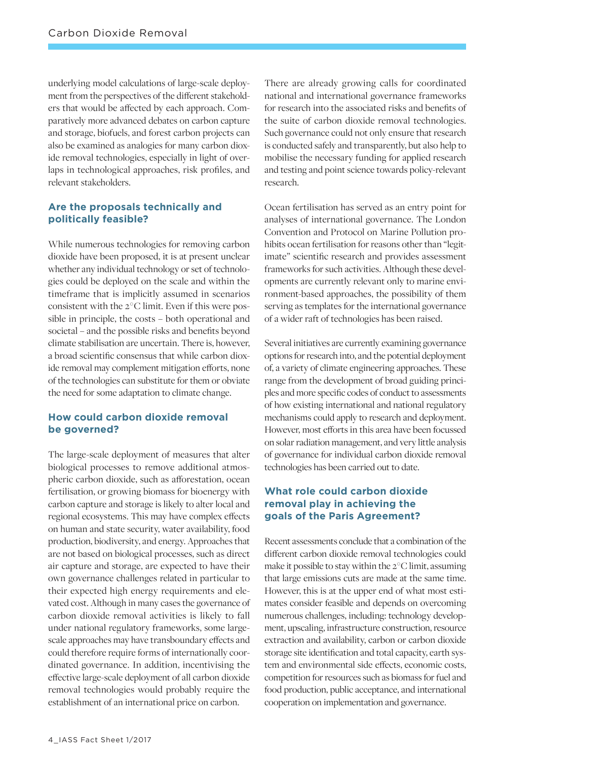underlying model calculations of large-scale deployment from the perspectives of the different stakeholders that would be affected by each approach. Comparatively more advanced debates on carbon capture and storage, biofuels, and forest carbon projects can also be examined as analogies for many carbon dioxide removal technologies, especially in light of overlaps in technological approaches, risk profiles, and relevant stakeholders.

## Are the proposals technically and politically feasible?

While numerous technologies for removing carbon dioxide have been proposed, it is at present unclear whether any individual technology or set of technologies could be deployed on the scale and within the timeframe that is implicitly assumed in scenarios consistent with the 2°C limit. Even if this were possible in principle, the costs – both operational and societal – and the possible risks and benefits beyond climate stabilisation are uncertain. There is, however, a broad scientific consensus that while carbon dioxide removal may complement mitigation efforts, none of the technologies can substitute for them or obviate the need for some adaptation to climate change.

## How could carbon dioxide removal be governed?

The large-scale deployment of measures that alter biological processes to remove additional atmospheric carbon dioxide, such as afforestation, ocean fertilisation, or growing biomass for bioenergy with carbon capture and storage is likely to alter local and regional ecosystems. This may have complex effects on human and state security, water availability, food production, biodiversity, and energy. Approaches that are not based on biological processes, such as direct air capture and storage, are expected to have their own governance challenges related in particular to their expected high energy requirements and elevated cost. Although in many cases the governance of carbon dioxide removal activities is likely to fall under national regulatory frameworks, some large-scale approaches may have transboundary effects and could therefore require forms of internationally coordinated governance. In addition, incentivising the effective large-scale deployment of all carbon dioxide removal technologies would probably require the establishment of an international price on carbon.

There are already growing calls for coordinated national and international governance frameworks for research into the associated risks and benefits of the suite of carbon dioxide removal technologies. Such governance could not only ensure that research is conducted safely and transparently, but also help to mobilise the necessary funding for applied research and testing and point science towards policy-relevant research.

Ocean fertilisation has served as an entry point for analyses of international governance. The London Convention and Protocol on Marine Pollution prohibits ocean fertilisation for reasons other than "legitimate" scientific research and provides assessment frameworks for such activities. Although these developments are currently relevant only to marine environment-based approaches, the possibility of them serving as templates for the international governance of a wider raft of technologies has been raised.

Several initiatives are currently examining governance options for research into, and the potential deployment of, a variety of climate engineering approaches. These range from the development of broad guiding principles and more specific codes of conduct to assessments of how existing international and national regulatory mechanisms could apply to research and deployment. However, most efforts in this area have been focussed on solar radiation management, and very little analysis of governance for individual carbon dioxide removal technologies has been carried out to date.

## What role could carbon dioxide removal play in achieving the goals of the Paris Agreement?

Recent assessments conclude that a combination of the different carbon dioxide removal technologies could make it possible to stay within the 2°C limit, assuming that large emissions cuts are made at the same time. However, this is at the upper end of what most estimates consider feasible and depends on overcoming numerous challenges, including: technology development, upscaling, infrastructure construction, resource extraction and availability, carbon or carbon dioxide storage site identification and total capacity, earth system and environmental side effects, economic costs, competition for resources such as biomass for fuel and food production, public acceptance, and international cooperation on implementation and governance.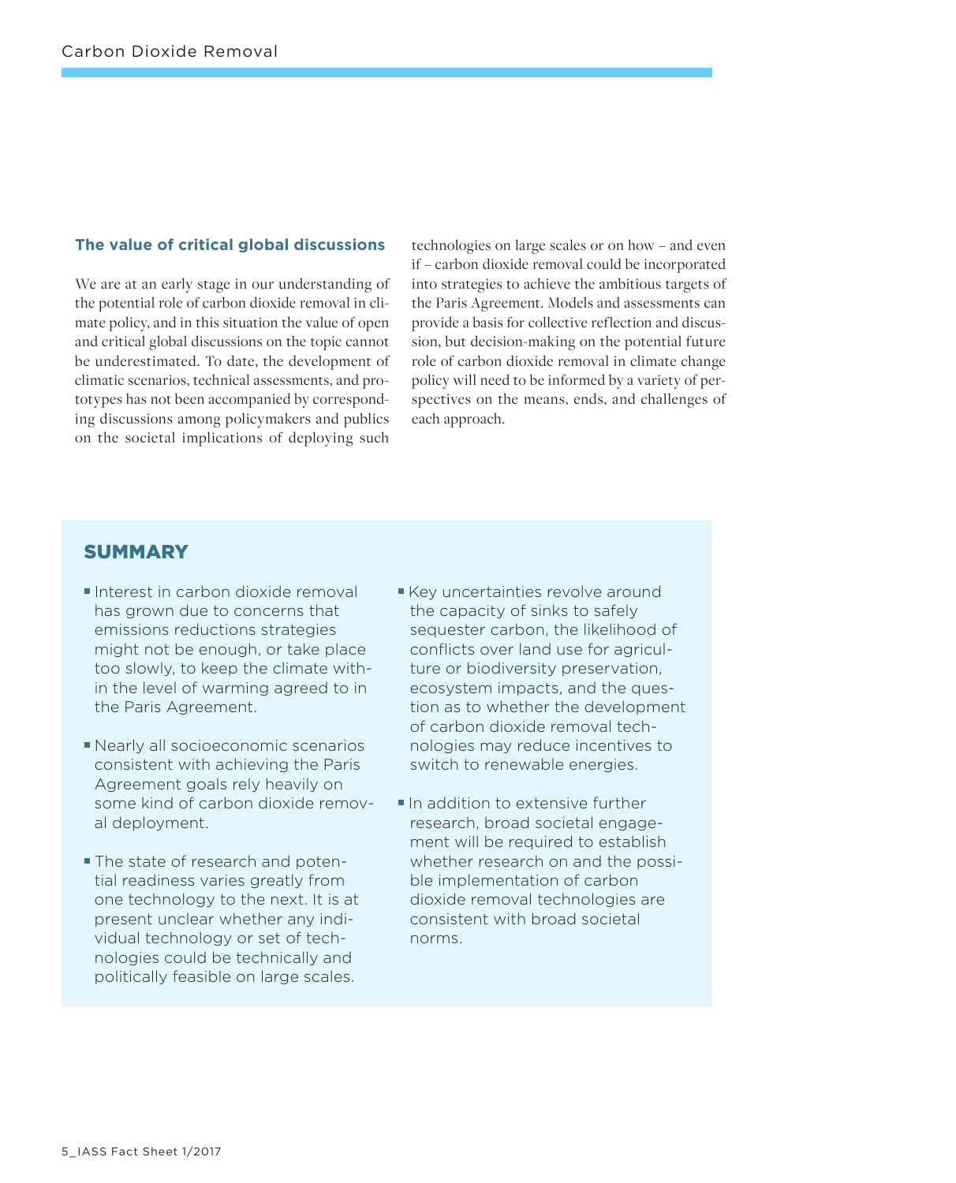### The value of critical global discussions

We are at an early stage in our understanding of the potential role of carbon dioxide removal in climate policy, and in this situation the value of open and critical global discussions on the topic cannot be underestimated. To date, the development of climatic scenarios, technical assessments, and prototypes has not been accompanied by corresponding discussions among policymakers and publics on the societal implications of deploying such technologies on large scales or on how – and even if – carbon dioxide removal could be incorporated into strategies to achieve the ambitious targets of the Paris Agreement. Models and assessments can provide a basis for collective reflection and discussion, but decision-making on the potential future role of carbon dioxide removal in climate change policy will need to be informed by a variety of perspectives on the means, ends, and challenges of each approach.

## SUMMARY

- Interest in carbon dioxide removal has grown due to concerns that emissions reductions strategies might not be enough, or take place too slowly, to keep the climate within the level of warming agreed to in the Paris Agreement.
- Nearly all socioeconomic scenarios consistent with achieving the Paris Agreement goals rely heavily on some kind of carbon dioxide removal deployment.
- The state of research and potential readiness varies greatly from one technology to the next. It is at present unclear whether any individual technology or set of technologies could be technically and politically feasible on large scales.
- Key uncertainties revolve around the capacity of sinks to safely sequester carbon, the likelihood of conflicts over land use for agriculture or biodiversity preservation, ecosystem impacts, and the question as to whether the development of carbon dioxide removal technologies may reduce incentives to switch to renewable energies.
- In addition to extensive further research, broad societal engagement will be required to establish whether research on and the possible implementation of carbon dioxide removal technologies are consistent with broad societal norms.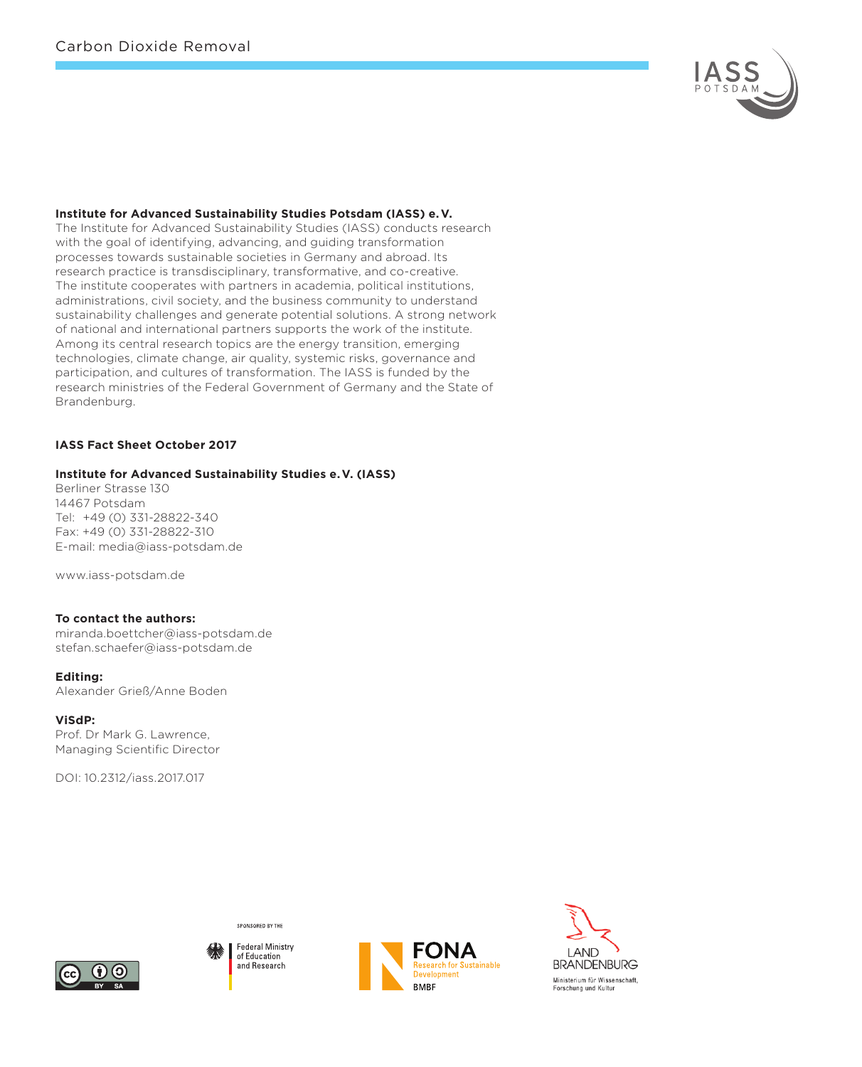**Institute for Advanced Sustainability Studies Potsdam (IASS) e. V.**
The Institute for Advanced Sustainability Studies (IASS) conducts research with the goal of identifying, advancing, and guiding transformation processes towards sustainable societies in Germany and abroad. Its research practice is transdisciplinary, transformative, and co-creative. The institute cooperates with partners in academia, political institutions, administrations, civil society, and the business community to understand sustainability challenges and generate potential solutions. A strong network of national and international partners supports the work of the institute. Among its central research topics are the energy transition, emerging technologies, climate change, air quality, systemic risks, governance and participation, and cultures of transformation. The IASS is funded by the research ministries of the Federal Government of Germany and the State of Brandenburg.

**IASS Fact Sheet October 2017**

**Institute for Advanced Sustainability Studies e. V. (IASS)**
Berliner Strasse 130
14467 Potsdam
Tel: +49 (0) 331-28822-340
Fax: +49 (0) 331-28822-310
E-mail: media@iass-potsdam.de

www.iass-potsdam.de

**To contact the authors:**
miranda.boettcher@iass-potsdam.de
stefan.schaefer@iass-potsdam.de

**Editing:**
Alexander Grieß/Anne Boden

**ViSdP:**
Prof. Dr Mark G. Lawrence,
Managing Scientific Director

DOI: 10.2312/iass.2017.017

SPONSORED BY THE

Federal Ministry of Education and Research

FONA
Research for Sustainable Development
BMBF

LAND BRANDENBURG
Ministerium für Wissenschaft, Forschung und Kultur